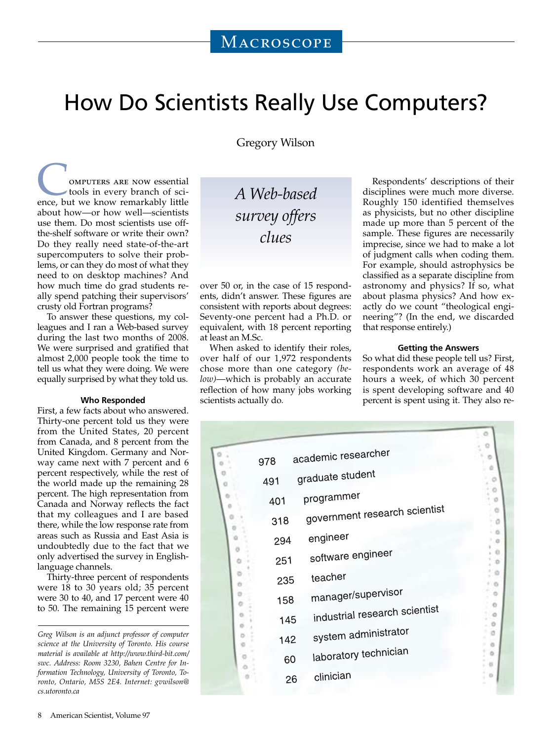# How Do Scientists Really Use Computers?

Gregory Wilson

*A Web-based survey offers clues*

Computers are now essential tools in every branch of science, but we know remarkably little about how—or how well—scientists use them. Do most scientists use off-the-shelf software or write their own? Do they really need state-of-the-art supercomputers to solve their problems, or can they do most of what they need to on desktop machines? And how much time do grad students really spend patching their supervisors' crusty old Fortran programs?

To answer these questions, my colleagues and I ran a Web-based survey during the last two months of 2008. We were surprised and gratified that almost 2,000 people took the time to tell us what they were doing. We were equally surprised by what they told us.

### Who Responded

First, a few facts about who answered. Thirty-one percent told us they were from the United States, 20 percent from Canada, and 8 percent from the United Kingdom. Germany and Norway came next with 7 percent and 6 percent respectively, while the rest of the world made up the remaining 28 percent. The high representation from Canada and Norway reflects the fact that my colleagues and I are based there, while the low response rate from areas such as Russia and East Asia is undoubtedly due to the fact that we only advertised the survey in English-language channels.

Thirty-three percent of respondents were 18 to 30 years old; 35 percent were 30 to 40, and 17 percent were 40 to 50. The remaining 15 percent were over 50 or, in the case of 15 respondents, didn't answer. These figures are consistent with reports about degrees: Seventy-one percent had a Ph.D. or equivalent, with 18 percent reporting at least an M.Sc.

When asked to identify their roles, over half of our 1,972 respondents chose more than one category *(below)*—which is probably an accurate reflection of how many jobs working scientists actually do.

Respondents' descriptions of their disciplines were much more diverse. Roughly 150 identified themselves as physicists, but no other discipline made up more than 5 percent of the sample. These figures are necessarily imprecise, since we had to make a lot of judgment calls when coding them. For example, should astrophysics be classified as a separate discipline from astronomy and physics? If so, what about plasma physics? And how exactly do we count "theological engineering"? (In the end, we discarded that response entirely.)

### Getting the Answers

So what did these people tell us? First, respondents work an average of 48 hours a week, of which 30 percent is spent developing software and 40 percent is spent using it. They also re-

| | |
|---|---|
| 978 | academic researcher |
| 491 | graduate student |
| 401 | programmer |
| 318 | government research scientist |
| 294 | engineer |
| 251 | software engineer |
| 235 | teacher |
| 158 | manager/supervisor |
| 145 | industrial research scientist |
| 142 | system administrator |
| 60 | laboratory technician |
| 26 | clinician |

*Greg Wilson is an adjunct professor of computer science at the University of Toronto. His course material is available at http://www.third-bit.com/swc. Address: Room 3230, Bahen Centre for Information Technology, University of Toronto, Toronto, Ontario, M5S 2E4. Internet: gvwilson@cs.utoronto.ca*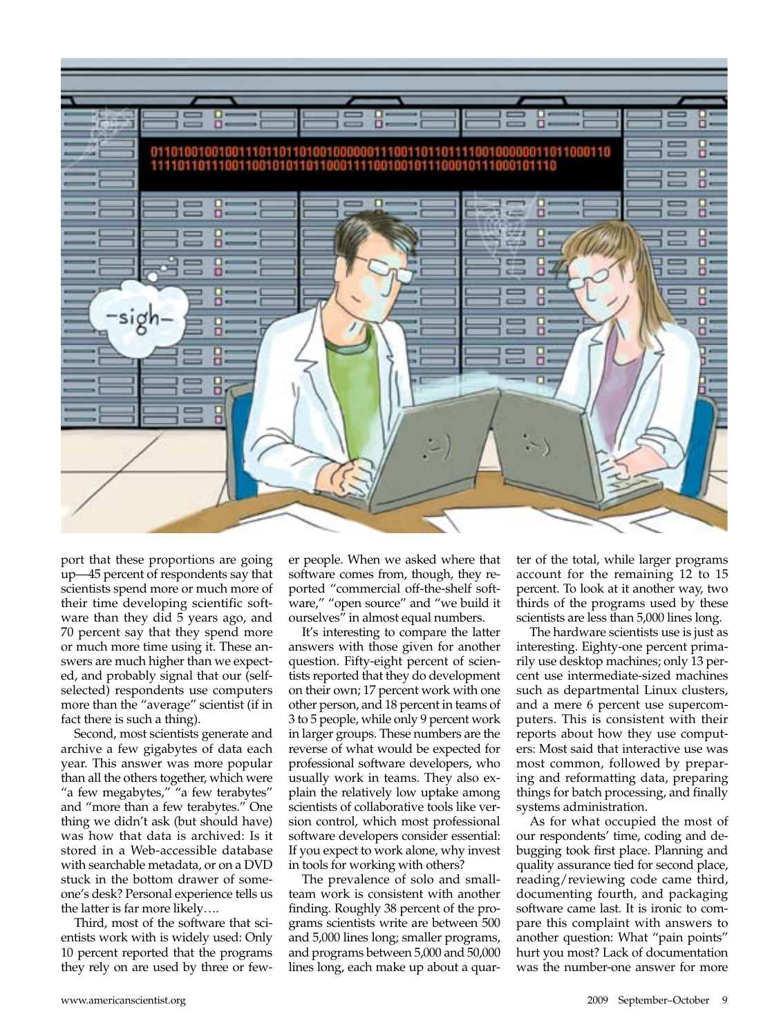port that these proportions are going up—45 percent of respondents say that scientists spend more or much more of their time developing scientific software than they did 5 years ago, and 70 percent say that they spend more or much more time using it. These answers are much higher than we expected, and probably signal that our (self-selected) respondents use computers more than the "average" scientist (if in fact there is such a thing).

Second, most scientists generate and archive a few gigabytes of data each year. This answer was more popular than all the others together, which were "a few megabytes," "a few terabytes" and "more than a few terabytes." One thing we didn't ask (but should have) was how that data is archived: Is it stored in a Web-accessible database with searchable metadata, or on a DVD stuck in the bottom drawer of someone's desk? Personal experience tells us the latter is far more likely….

Third, most of the software that scientists work with is widely used: Only 10 percent reported that the programs they rely on are used by three or fewer people. When we asked where that software comes from, though, they reported "commercial off-the-shelf software," "open source" and "we build it ourselves" in almost equal numbers.

It's interesting to compare the latter answers with those given for another question. Fifty-eight percent of scientists reported that they do development on their own; 17 percent work with one other person, and 18 percent in teams of 3 to 5 people, while only 9 percent work in larger groups. These numbers are the reverse of what would be expected for professional software developers, who usually work in teams. They also explain the relatively low uptake among scientists of collaborative tools like version control, which most professional software developers consider essential: If you expect to work alone, why invest in tools for working with others?

The prevalence of solo and small-team work is consistent with another finding. Roughly 38 percent of the programs scientists write are between 500 and 5,000 lines long; smaller programs, and programs between 5,000 and 50,000 lines long, each make up about a quarter of the total, while larger programs account for the remaining 12 to 15 percent. To look at it another way, two thirds of the programs used by these scientists are less than 5,000 lines long.

The hardware scientists use is just as interesting. Eighty-one percent primarily use desktop machines; only 13 percent use intermediate-sized machines such as departmental Linux clusters, and a mere 6 percent use supercomputers. This is consistent with their reports about how they use computers: Most said that interactive use was most common, followed by preparing and reformatting data, preparing things for batch processing, and finally systems administration.

As for what occupied the most of our respondents' time, coding and debugging took first place. Planning and quality assurance tied for second place, reading/reviewing code came third, documenting fourth, and packaging software came last. It is ironic to compare this complaint with answers to another question: What "pain points" hurt you most? Lack of documentation was the number-one answer for more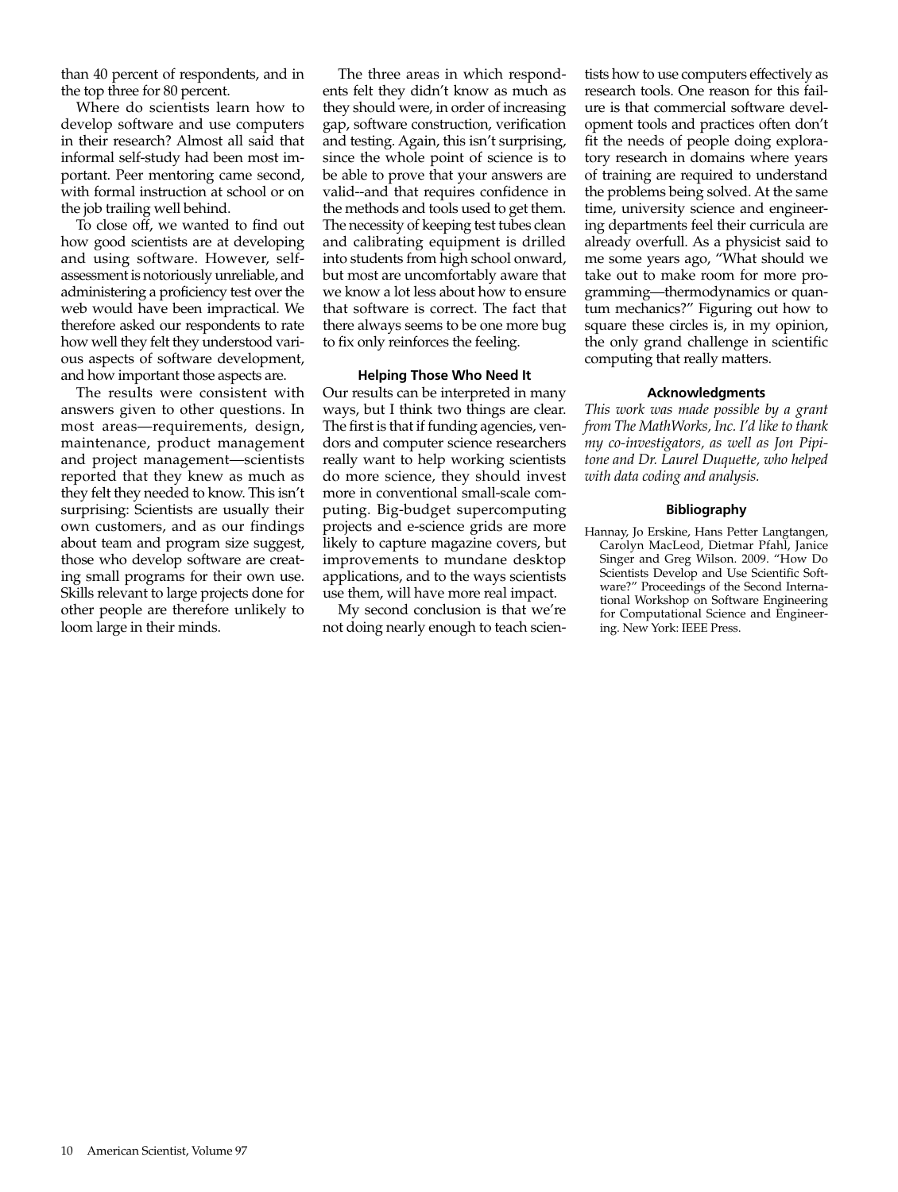than 40 percent of respondents, and in the top three for 80 percent.

Where do scientists learn how to develop software and use computers in their research? Almost all said that informal self-study had been most important. Peer mentoring came second, with formal instruction at school or on the job trailing well behind.

To close off, we wanted to find out how good scientists are at developing and using software. However, self-assessment is notoriously unreliable, and administering a proficiency test over the web would have been impractical. We therefore asked our respondents to rate how well they felt they understood various aspects of software development, and how important those aspects are.

The results were consistent with answers given to other questions. In most areas—requirements, design, maintenance, product management and project management—scientists reported that they knew as much as they felt they needed to know. This isn't surprising: Scientists are usually their own customers, and as our findings about team and program size suggest, those who develop software are creating small programs for their own use. Skills relevant to large projects done for other people are therefore unlikely to loom large in their minds.

The three areas in which respondents felt they didn't know as much as they should were, in order of increasing gap, software construction, verification and testing. Again, this isn't surprising, since the whole point of science is to be able to prove that your answers are valid--and that requires confidence in the methods and tools used to get them. The necessity of keeping test tubes clean and calibrating equipment is drilled into students from high school onward, but most are uncomfortably aware that we know a lot less about how to ensure that software is correct. The fact that there always seems to be one more bug to fix only reinforces the feeling.

### Helping Those Who Need It

Our results can be interpreted in many ways, but I think two things are clear. The first is that if funding agencies, vendors and computer science researchers really want to help working scientists do more science, they should invest more in conventional small-scale computing. Big-budget supercomputing projects and e-science grids are more likely to capture magazine covers, but improvements to mundane desktop applications, and to the ways scientists use them, will have more real impact.

My second conclusion is that we're not doing nearly enough to teach scientists how to use computers effectively as research tools. One reason for this failure is that commercial software development tools and practices often don't fit the needs of people doing exploratory research in domains where years of training are required to understand the problems being solved. At the same time, university science and engineering departments feel their curricula are already overfull. As a physicist said to me some years ago, "What should we take out to make room for more programming—thermodynamics or quantum mechanics?" Figuring out how to square these circles is, in my opinion, the only grand challenge in scientific computing that really matters.

### Acknowledgments

*This work was made possible by a grant from The MathWorks, Inc. I'd like to thank my co-investigators, as well as Jon Pipitone and Dr. Laurel Duquette, who helped with data coding and analysis.*

### Bibliography

Hannay, Jo Erskine, Hans Petter Langtangen, Carolyn MacLeod, Dietmar Pfahl, Janice Singer and Greg Wilson. 2009. "How Do Scientists Develop and Use Scientific Software?" Proceedings of the Second International Workshop on Software Engineering for Computational Science and Engineering. New York: IEEE Press.